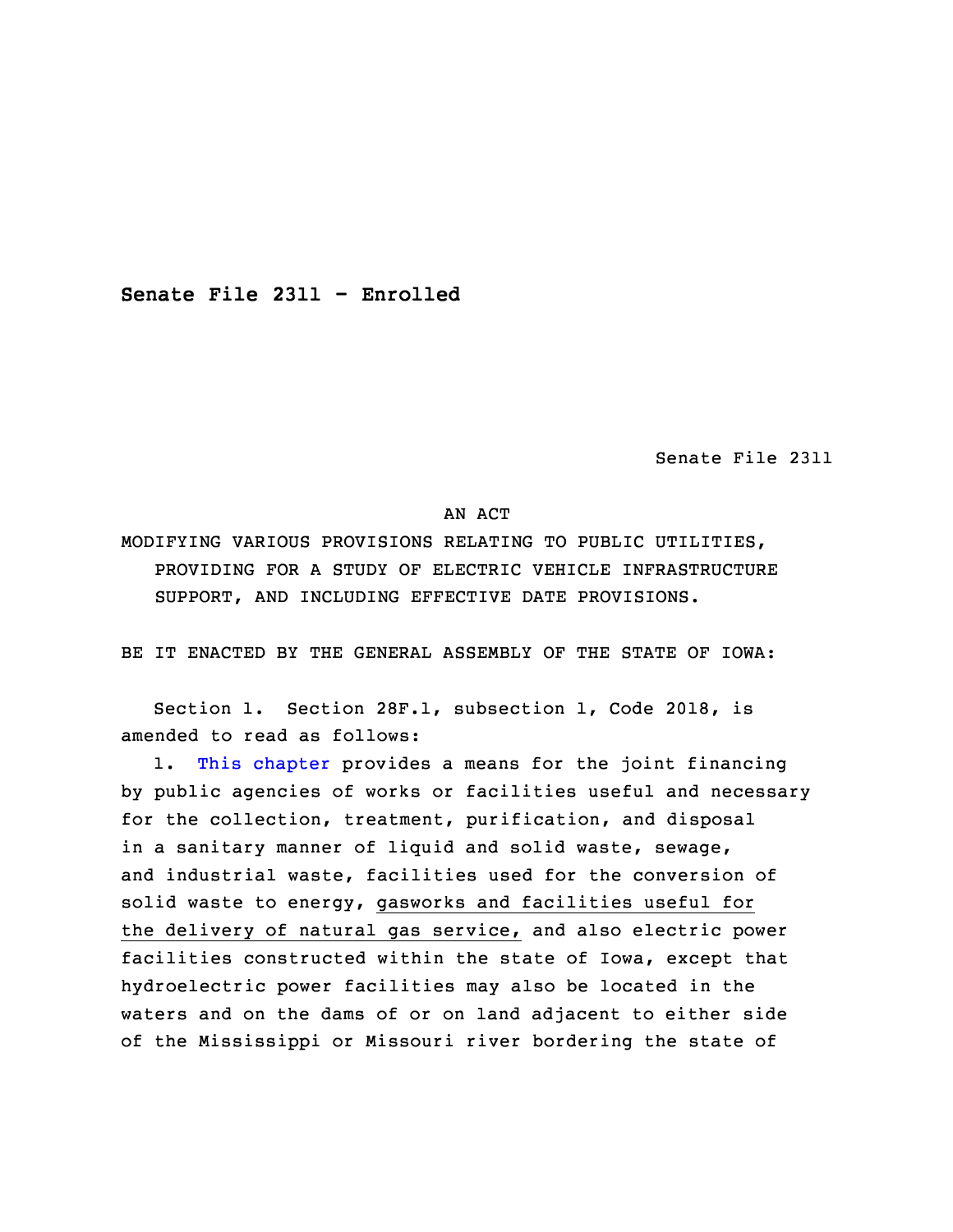**Senate File 2311 - Enrolled**

Senate File 2311

AN ACT

MODIFYING VARIOUS PROVISIONS RELATING TO PUBLIC UTILITIES, PROVIDING FOR A STUDY OF ELECTRIC VEHICLE INFRASTRUCTURE SUPPORT, AND INCLUDING EFFECTIVE DATE PROVISIONS.

BE IT ENACTED BY THE GENERAL ASSEMBLY OF THE STATE OF IOWA:

Section 1. Section 28F.1, subsection 1, Code 2018, is amended to read as follows:

1. This chapter provides a means for the joint financing by public agencies of works or facilities useful and necessary for the collection, treatment, purification, and disposal in a sanitary manner of liquid and solid waste, sewage, and industrial waste, facilities used for the conversion of solid waste to energy, gasworks and facilities useful for the delivery of natural gas service, and also electric power facilities constructed within the state of Iowa, except that hydroelectric power facilities may also be located in the waters and on the dams of or on land adjacent to either side of the Mississippi or Missouri river bordering the state of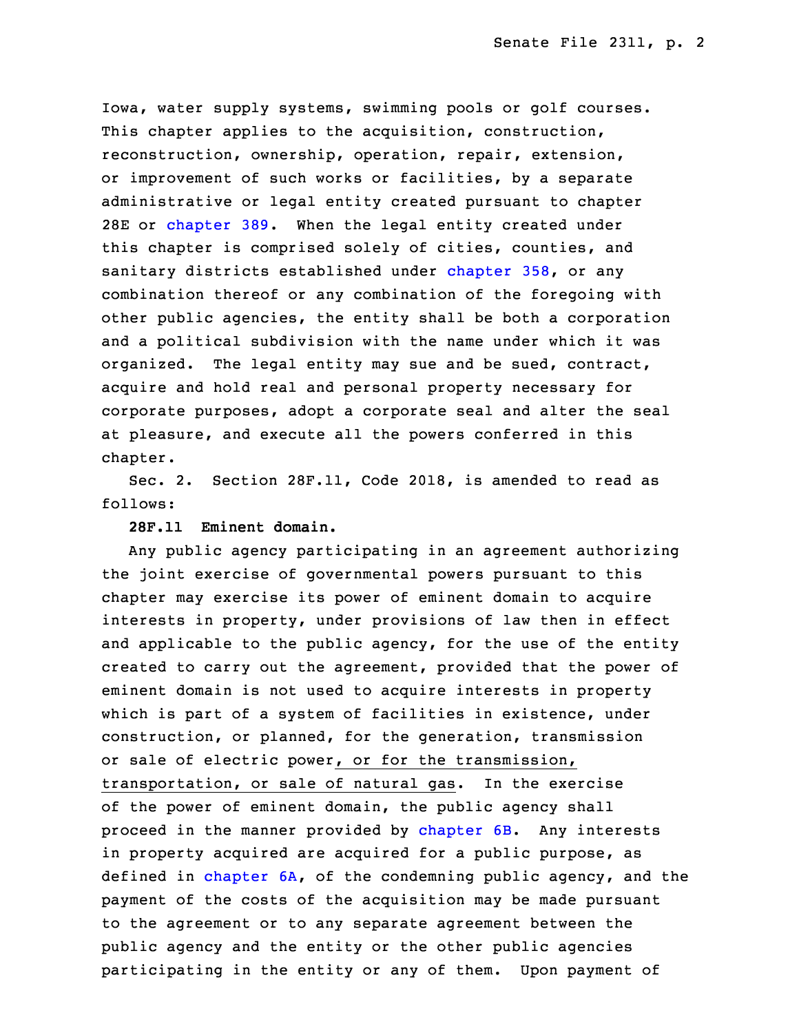Iowa, water supply systems, swimming pools or golf courses. This chapter applies to the acquisition, construction, reconstruction, ownership, operation, repair, extension, or improvement of such works or facilities, by a separate administrative or legal entity created pursuant to chapter 28E or chapter 389. When the legal entity created under this chapter is comprised solely of cities, counties, and sanitary districts established under chapter 358, or any combination thereof or any combination of the foregoing with other public agencies, the entity shall be both a corporation and a political subdivision with the name under which it was organized. The legal entity may sue and be sued, contract, acquire and hold real and personal property necessary for corporate purposes, adopt a corporate seal and alter the seal at pleasure, and execute all the powers conferred in this chapter.

Sec. 2. Section 28F.11, Code 2018, is amended to read as follows:

**28F.11 Eminent domain.**

Any public agency participating in an agreement authorizing the joint exercise of governmental powers pursuant to this chapter may exercise its power of eminent domain to acquire interests in property, under provisions of law then in effect and applicable to the public agency, for the use of the entity created to carry out the agreement, provided that the power of eminent domain is not used to acquire interests in property which is part of a system of facilities in existence, under construction, or planned, for the generation, transmission or sale of electric power, or for the transmission, transportation, or sale of natural gas. In the exercise of the power of eminent domain, the public agency shall proceed in the manner provided by chapter 6B. Any interests in property acquired are acquired for a public purpose, as defined in chapter 6A, of the condemning public agency, and the payment of the costs of the acquisition may be made pursuant to the agreement or to any separate agreement between the public agency and the entity or the other public agencies participating in the entity or any of them. Upon payment of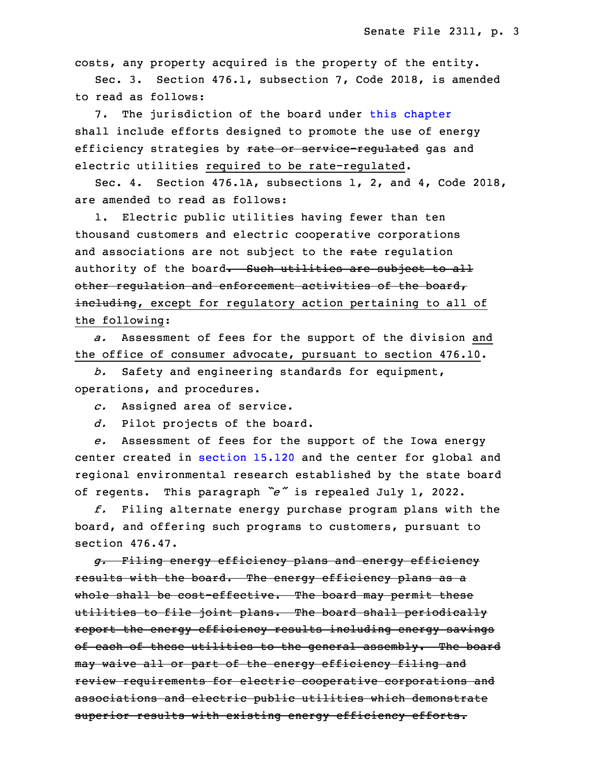costs, any property acquired is the property of the entity.

Sec. 3. Section 476.1, subsection 7, Code 2018, is amended to read as follows:

7. The jurisdiction of the board under this chapter shall include efforts designed to promote the use of energy efficiency strategies by ~~rate or service-regulated~~ gas and electric utilities <u>required to be rate-regulated</u>.

Sec. 4. Section 476.1A, subsections 1, 2, and 4, Code 2018, are amended to read as follows:

1. Electric public utilities having fewer than ten thousand customers and electric cooperative corporations and associations are not subject to the ~~rate~~ regulation authority of the board~~. Such utilities are subject to all other regulation and enforcement activities of the board, including~~<u>, except for regulatory action pertaining to all of the following</u>:

*a.* Assessment of fees for the support of the division <u>and the office of consumer advocate, pursuant to section 476.10</u>.

*b.* Safety and engineering standards for equipment, operations, and procedures.

*c.* Assigned area of service.

*d.* Pilot projects of the board.

*e.* Assessment of fees for the support of the Iowa energy center created in section 15.120 and the center for global and regional environmental research established by the state board of regents. This paragraph *"e"* is repealed July 1, 2022.

*f.* Filing alternate energy purchase program plans with the board, and offering such programs to customers, pursuant to section 476.47.

~~*g.* Filing energy efficiency plans and energy efficiency results with the board. The energy efficiency plans as a whole shall be cost-effective. The board may permit these utilities to file joint plans. The board shall periodically report the energy efficiency results including energy savings of each of these utilities to the general assembly. The board may waive all or part of the energy efficiency filing and review requirements for electric cooperative corporations and associations and electric public utilities which demonstrate superior results with existing energy efficiency efforts.~~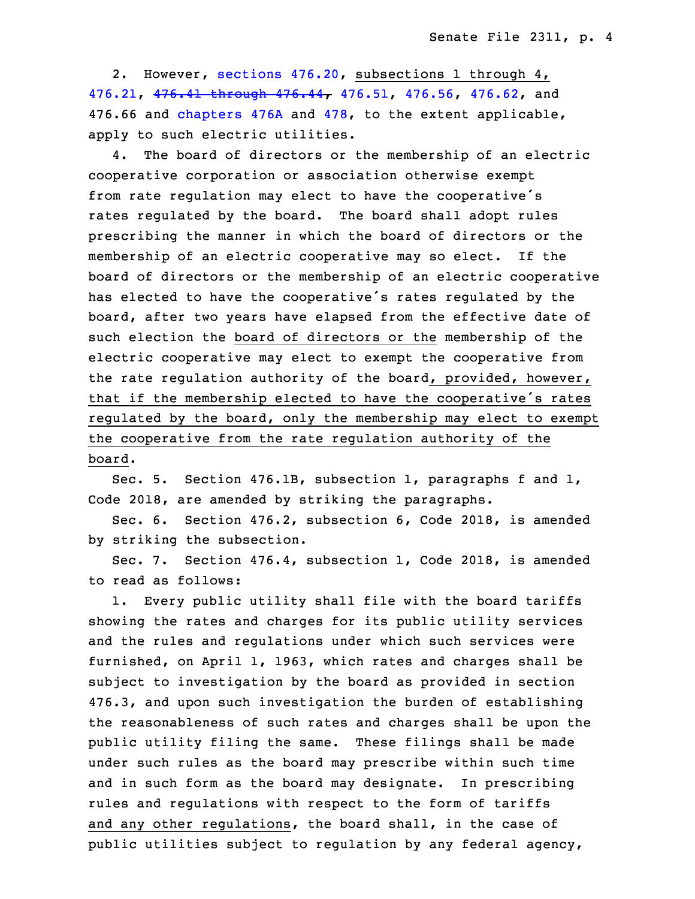2. However, sections 476.20, subsections 1 through 4, 476.21, ~~476.41 through 476.44,~~ 476.51, 476.56, 476.62, and 476.66 and chapters 476A and 478, to the extent applicable, apply to such electric utilities.

4. The board of directors or the membership of an electric cooperative corporation or association otherwise exempt from rate regulation may elect to have the cooperative's rates regulated by the board. The board shall adopt rules prescribing the manner in which the board of directors or the membership of an electric cooperative may so elect. If the board of directors or the membership of an electric cooperative has elected to have the cooperative's rates regulated by the board, after two years have elapsed from the effective date of such election the board of directors or the membership of the electric cooperative may elect to exempt the cooperative from the rate regulation authority of the board, provided, however, that if the membership elected to have the cooperative's rates regulated by the board, only the membership may elect to exempt the cooperative from the rate regulation authority of the board.

Sec. 5. Section 476.1B, subsection 1, paragraphs f and l, Code 2018, are amended by striking the paragraphs.

Sec. 6. Section 476.2, subsection 6, Code 2018, is amended by striking the subsection.

Sec. 7. Section 476.4, subsection 1, Code 2018, is amended to read as follows:

1. Every public utility shall file with the board tariffs showing the rates and charges for its public utility services and the rules and regulations under which such services were furnished, on April 1, 1963, which rates and charges shall be subject to investigation by the board as provided in section 476.3, and upon such investigation the burden of establishing the reasonableness of such rates and charges shall be upon the public utility filing the same. These filings shall be made under such rules as the board may prescribe within such time and in such form as the board may designate. In prescribing rules and regulations with respect to the form of tariffs and any other regulations, the board shall, in the case of public utilities subject to regulation by any federal agency,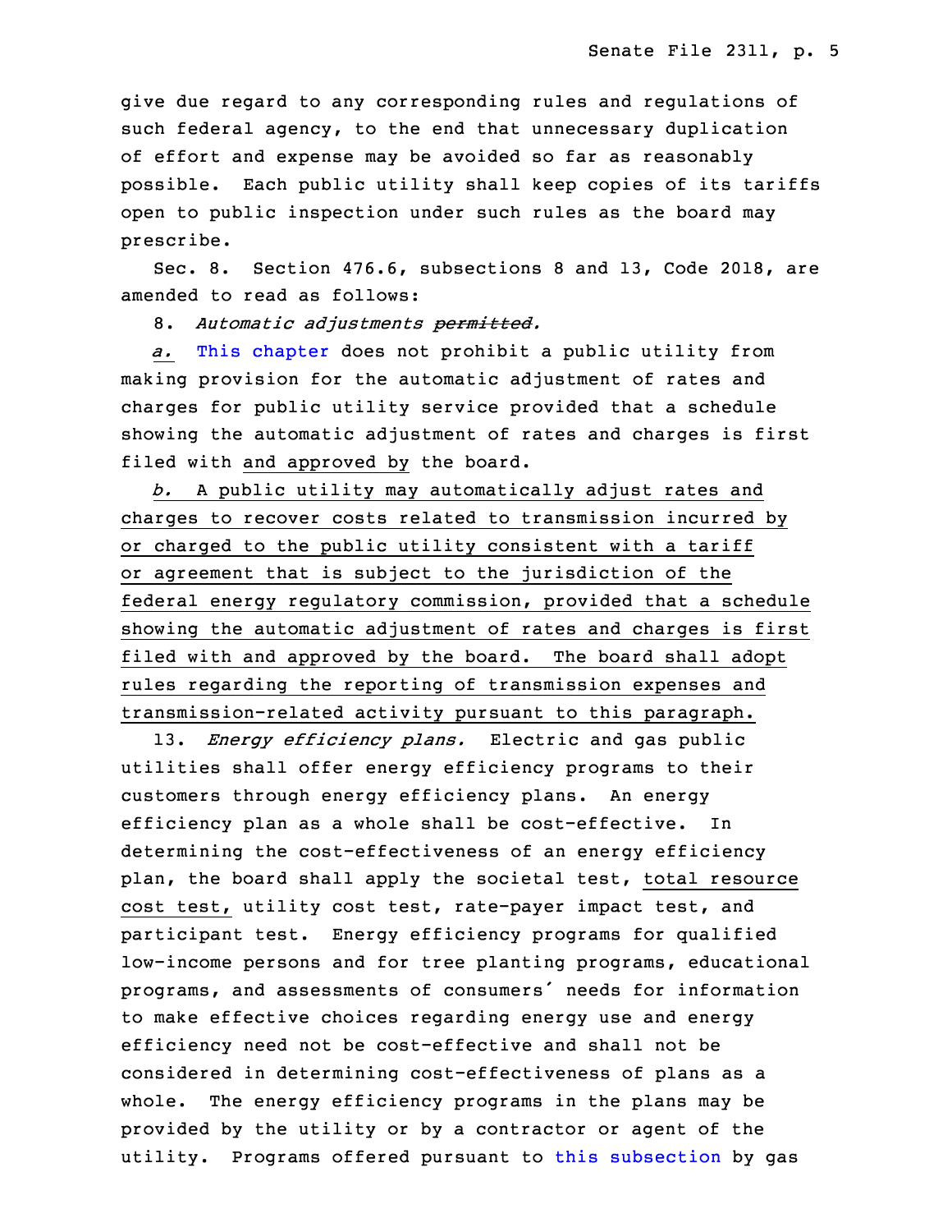give due regard to any corresponding rules and regulations of such federal agency, to the end that unnecessary duplication of effort and expense may be avoided so far as reasonably possible. Each public utility shall keep copies of its tariffs open to public inspection under such rules as the board may prescribe.

Sec. 8. Section 476.6, subsections 8 and 13, Code 2018, are amended to read as follows:

8. *Automatic adjustments ~~permitted~~.*

*a.* This chapter does not prohibit a public utility from making provision for the automatic adjustment of rates and charges for public utility service provided that a schedule showing the automatic adjustment of rates and charges is first filed with and approved by the board.

*b.* A public utility may automatically adjust rates and charges to recover costs related to transmission incurred by or charged to the public utility consistent with a tariff or agreement that is subject to the jurisdiction of the federal energy regulatory commission, provided that a schedule showing the automatic adjustment of rates and charges is first filed with and approved by the board. The board shall adopt rules regarding the reporting of transmission expenses and transmission-related activity pursuant to this paragraph.

13. *Energy efficiency plans.* Electric and gas public utilities shall offer energy efficiency programs to their customers through energy efficiency plans. An energy efficiency plan as a whole shall be cost-effective. In determining the cost-effectiveness of an energy efficiency plan, the board shall apply the societal test, total resource cost test, utility cost test, rate-payer impact test, and participant test. Energy efficiency programs for qualified low-income persons and for tree planting programs, educational programs, and assessments of consumers' needs for information to make effective choices regarding energy use and energy efficiency need not be cost-effective and shall not be considered in determining cost-effectiveness of plans as a whole. The energy efficiency programs in the plans may be provided by the utility or by a contractor or agent of the utility. Programs offered pursuant to this subsection by gas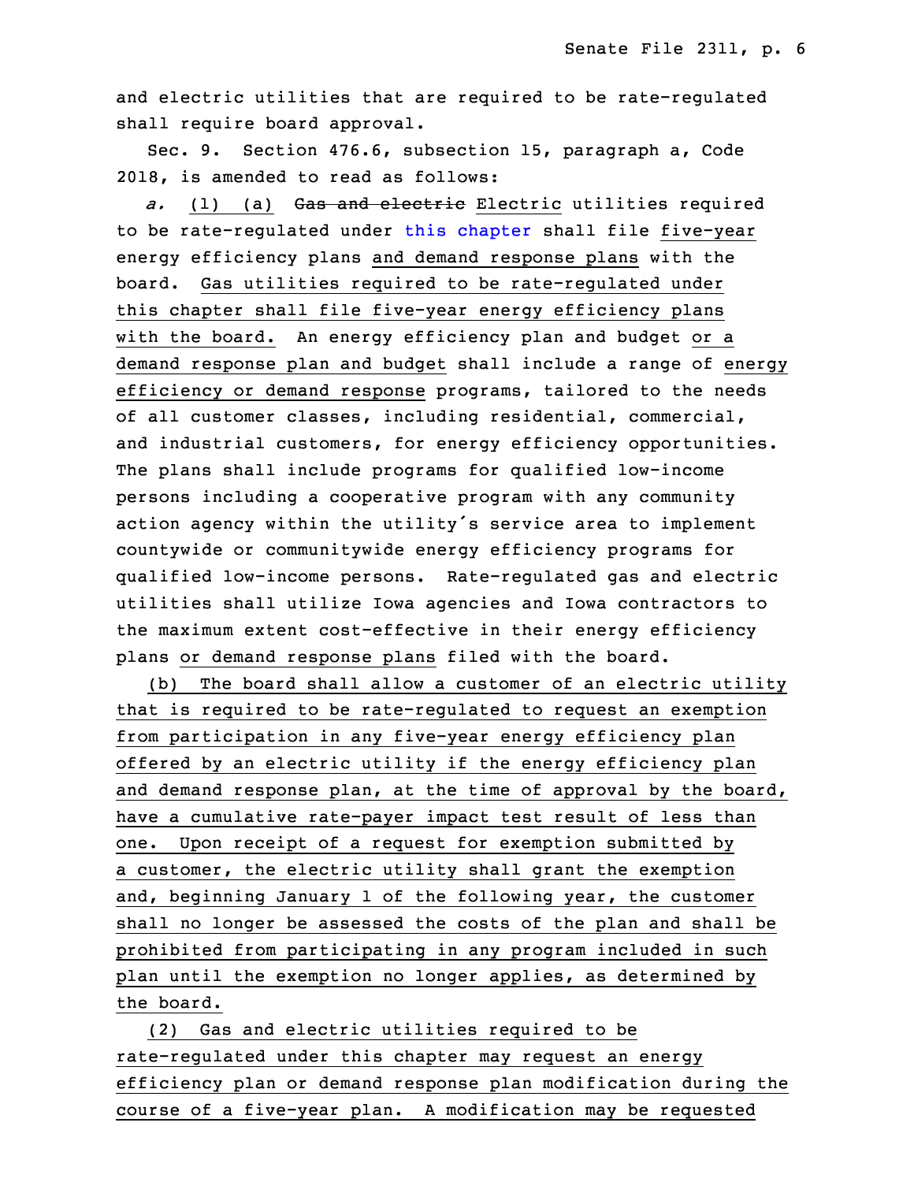and electric utilities that are required to be rate-regulated shall require board approval.

Sec. 9. Section 476.6, subsection 15, paragraph a, Code 2018, is amended to read as follows:

*a.* (1) (a) ~~Gas and electric~~ Electric utilities required to be rate-regulated under this chapter shall file five-year energy efficiency plans and demand response plans with the board. Gas utilities required to be rate-regulated under this chapter shall file five-year energy efficiency plans with the board. An energy efficiency plan and budget or a demand response plan and budget shall include a range of energy efficiency or demand response programs, tailored to the needs of all customer classes, including residential, commercial, and industrial customers, for energy efficiency opportunities. The plans shall include programs for qualified low-income persons including a cooperative program with any community action agency within the utility's service area to implement countywide or communitywide energy efficiency programs for qualified low-income persons. Rate-regulated gas and electric utilities shall utilize Iowa agencies and Iowa contractors to the maximum extent cost-effective in their energy efficiency plans or demand response plans filed with the board.

(b) The board shall allow a customer of an electric utility that is required to be rate-regulated to request an exemption from participation in any five-year energy efficiency plan offered by an electric utility if the energy efficiency plan and demand response plan, at the time of approval by the board, have a cumulative rate-payer impact test result of less than one. Upon receipt of a request for exemption submitted by a customer, the electric utility shall grant the exemption and, beginning January 1 of the following year, the customer shall no longer be assessed the costs of the plan and shall be prohibited from participating in any program included in such plan until the exemption no longer applies, as determined by the board.

(2) Gas and electric utilities required to be rate-regulated under this chapter may request an energy efficiency plan or demand response plan modification during the course of a five-year plan. A modification may be requested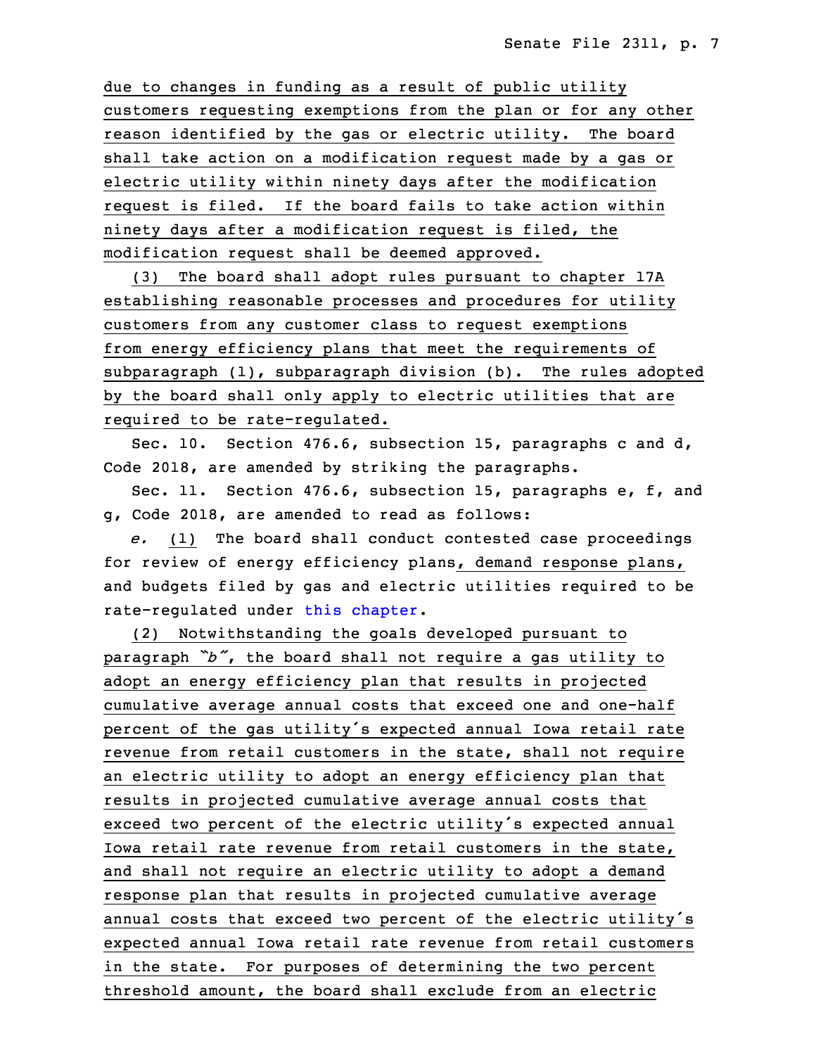due to changes in funding as a result of public utility customers requesting exemptions from the plan or for any other reason identified by the gas or electric utility. The board shall take action on a modification request made by a gas or electric utility within ninety days after the modification request is filed. If the board fails to take action within ninety days after a modification request is filed, the modification request shall be deemed approved.

(3) The board shall adopt rules pursuant to chapter 17A establishing reasonable processes and procedures for utility customers from any customer class to request exemptions from energy efficiency plans that meet the requirements of subparagraph (1), subparagraph division (b). The rules adopted by the board shall only apply to electric utilities that are required to be rate-regulated.

Sec. 10. Section 476.6, subsection 15, paragraphs c and d, Code 2018, are amended by striking the paragraphs.

Sec. 11. Section 476.6, subsection 15, paragraphs e, f, and g, Code 2018, are amended to read as follows:

*e.* (1) The board shall conduct contested case proceedings for review of energy efficiency plans, demand response plans, and budgets filed by gas and electric utilities required to be rate-regulated under this chapter.

(2) Notwithstanding the goals developed pursuant to paragraph "*b*", the board shall not require a gas utility to adopt an energy efficiency plan that results in projected cumulative average annual costs that exceed one and one-half percent of the gas utility's expected annual Iowa retail rate revenue from retail customers in the state, shall not require an electric utility to adopt an energy efficiency plan that results in projected cumulative average annual costs that exceed two percent of the electric utility's expected annual Iowa retail rate revenue from retail customers in the state, and shall not require an electric utility to adopt a demand response plan that results in projected cumulative average annual costs that exceed two percent of the electric utility's expected annual Iowa retail rate revenue from retail customers in the state. For purposes of determining the two percent threshold amount, the board shall exclude from an electric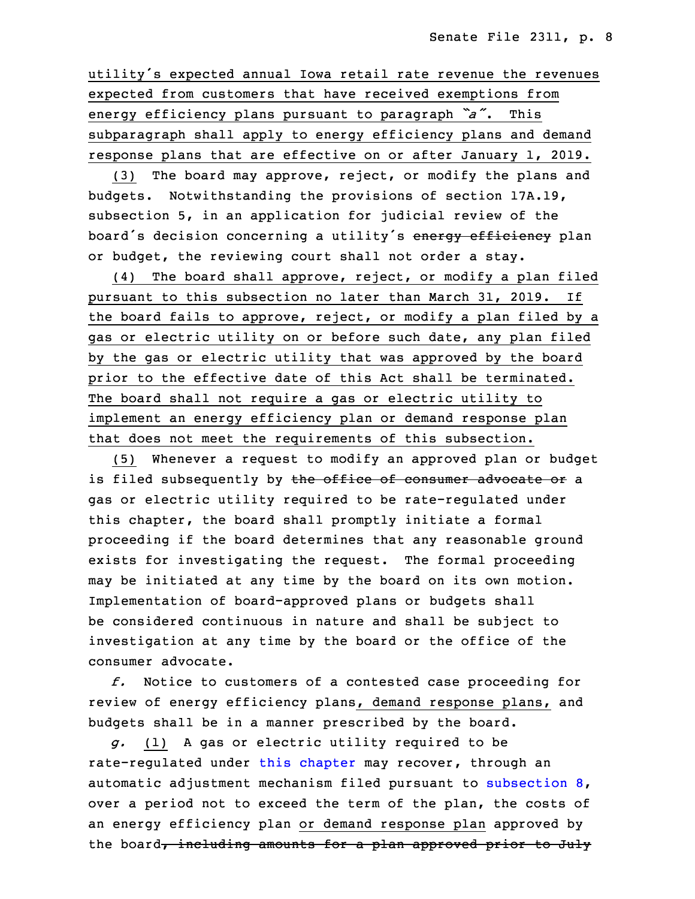utility's expected annual Iowa retail rate revenue the revenues expected from customers that have received exemptions from energy efficiency plans pursuant to paragraph "*a*". This subparagraph shall apply to energy efficiency plans and demand response plans that are effective on or after January 1, 2019.

(3) The board may approve, reject, or modify the plans and budgets. Notwithstanding the provisions of section 17A.19, subsection 5, in an application for judicial review of the board's decision concerning a utility's ~~energy efficiency~~ plan or budget, the reviewing court shall not order a stay.

(4) The board shall approve, reject, or modify a plan filed pursuant to this subsection no later than March 31, 2019. If the board fails to approve, reject, or modify a plan filed by a gas or electric utility on or before such date, any plan filed by the gas or electric utility that was approved by the board prior to the effective date of this Act shall be terminated. The board shall not require a gas or electric utility to implement an energy efficiency plan or demand response plan that does not meet the requirements of this subsection.

(5) Whenever a request to modify an approved plan or budget is filed subsequently by ~~the office of consumer advocate or~~ a gas or electric utility required to be rate-regulated under this chapter, the board shall promptly initiate a formal proceeding if the board determines that any reasonable ground exists for investigating the request. The formal proceeding may be initiated at any time by the board on its own motion. Implementation of board-approved plans or budgets shall be considered continuous in nature and shall be subject to investigation at any time by the board or the office of the consumer advocate.

*f.* Notice to customers of a contested case proceeding for review of energy efficiency plans, demand response plans, and budgets shall be in a manner prescribed by the board.

*g.* (1) A gas or electric utility required to be rate-regulated under this chapter may recover, through an automatic adjustment mechanism filed pursuant to subsection 8, over a period not to exceed the term of the plan, the costs of an energy efficiency plan or demand response plan approved by the board~~, including amounts for a plan approved prior to July~~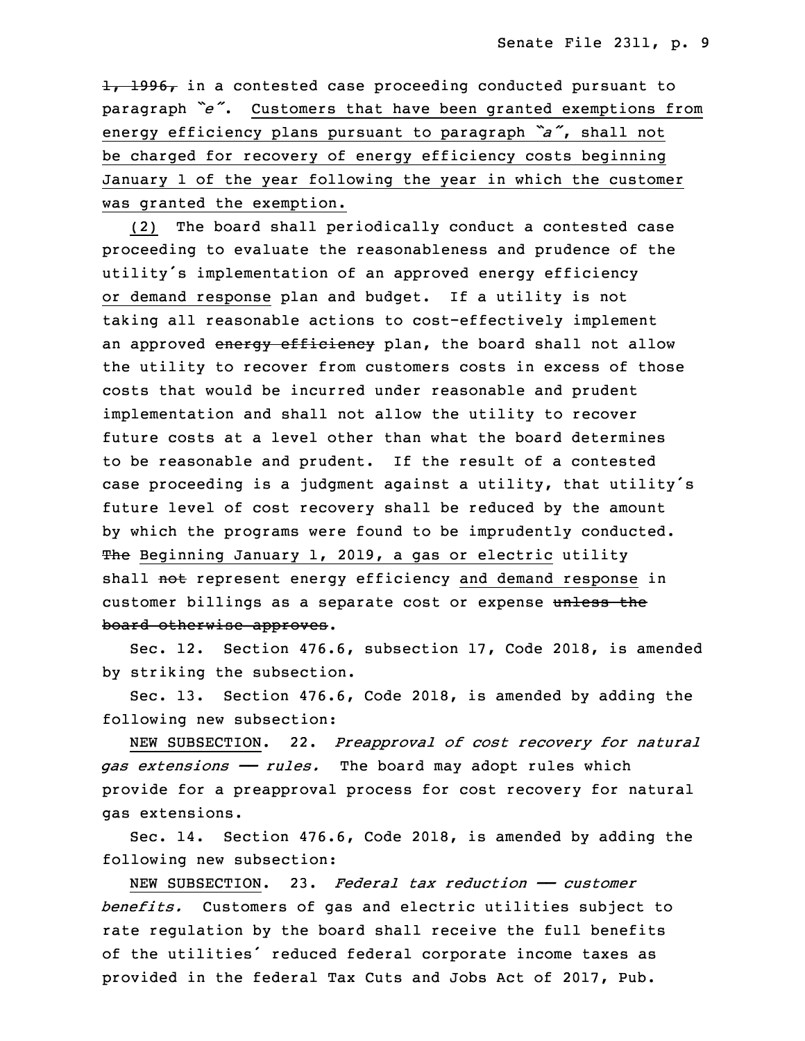~~1, 1996,~~ in a contested case proceeding conducted pursuant to paragraph *"e"*. Customers that have been granted exemptions from energy efficiency plans pursuant to paragraph *"a"*, shall not be charged for recovery of energy efficiency costs beginning January 1 of the year following the year in which the customer was granted the exemption.

(2) The board shall periodically conduct a contested case proceeding to evaluate the reasonableness and prudence of the utility's implementation of an approved energy efficiency or demand response plan and budget. If a utility is not taking all reasonable actions to cost-effectively implement an approved ~~energy efficiency~~ plan, the board shall not allow the utility to recover from customers costs in excess of those costs that would be incurred under reasonable and prudent implementation and shall not allow the utility to recover future costs at a level other than what the board determines to be reasonable and prudent. If the result of a contested case proceeding is a judgment against a utility, that utility's future level of cost recovery shall be reduced by the amount by which the programs were found to be imprudently conducted. ~~The~~ Beginning January 1, 2019, a gas or electric utility shall ~~not~~ represent energy efficiency and demand response in customer billings as a separate cost or expense ~~unless the board otherwise approves~~.

Sec. 12. Section 476.6, subsection 17, Code 2018, is amended by striking the subsection.

Sec. 13. Section 476.6, Code 2018, is amended by adding the following new subsection:

NEW SUBSECTION. 22. *Preapproval of cost recovery for natural gas extensions — rules.* The board may adopt rules which provide for a preapproval process for cost recovery for natural gas extensions.

Sec. 14. Section 476.6, Code 2018, is amended by adding the following new subsection:

NEW SUBSECTION. 23. *Federal tax reduction — customer benefits.* Customers of gas and electric utilities subject to rate regulation by the board shall receive the full benefits of the utilities' reduced federal corporate income taxes as provided in the federal Tax Cuts and Jobs Act of 2017, Pub.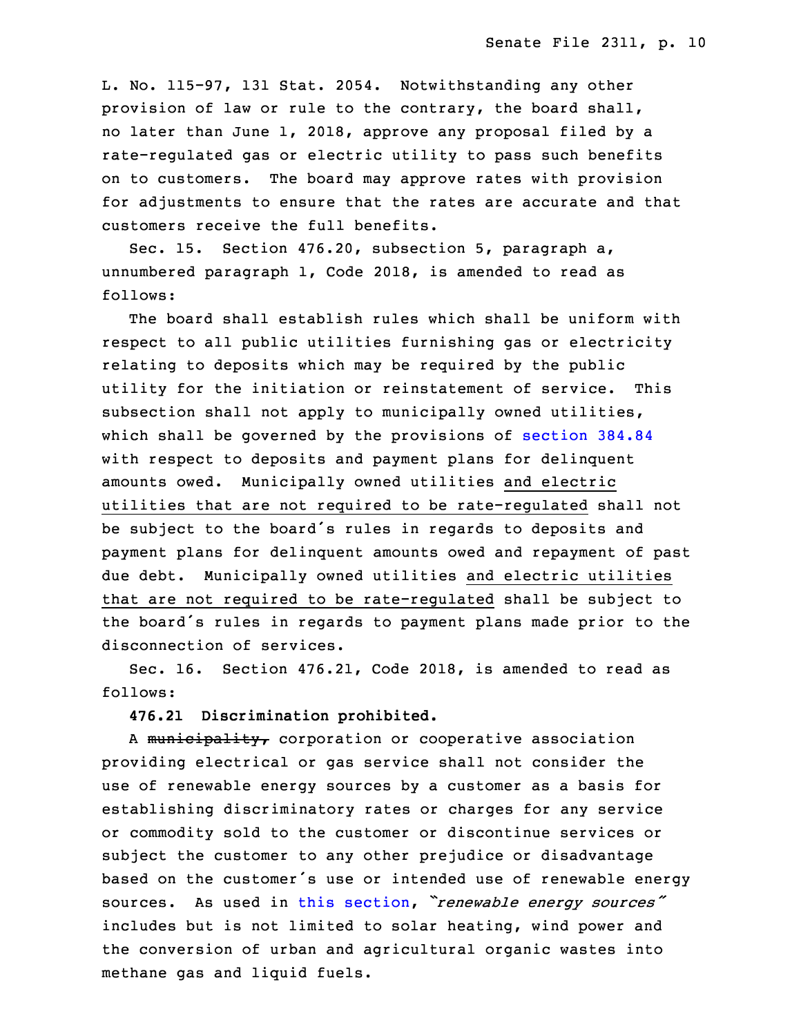L. No. 115-97, 131 Stat. 2054. Notwithstanding any other provision of law or rule to the contrary, the board shall, no later than June 1, 2018, approve any proposal filed by a rate-regulated gas or electric utility to pass such benefits on to customers. The board may approve rates with provision for adjustments to ensure that the rates are accurate and that customers receive the full benefits.

Sec. 15. Section 476.20, subsection 5, paragraph a, unnumbered paragraph 1, Code 2018, is amended to read as follows:

The board shall establish rules which shall be uniform with respect to all public utilities furnishing gas or electricity relating to deposits which may be required by the public utility for the initiation or reinstatement of service. This subsection shall not apply to municipally owned utilities, which shall be governed by the provisions of section 384.84 with respect to deposits and payment plans for delinquent amounts owed. Municipally owned utilities <u>and electric utilities that are not required to be rate-regulated</u> shall not be subject to the board's rules in regards to deposits and payment plans for delinquent amounts owed and repayment of past due debt. Municipally owned utilities <u>and electric utilities that are not required to be rate-regulated</u> shall be subject to the board's rules in regards to payment plans made prior to the disconnection of services.

Sec. 16. Section 476.21, Code 2018, is amended to read as follows:

**476.21 Discrimination prohibited.**

A ~~municipality,~~ corporation or cooperative association providing electrical or gas service shall not consider the use of renewable energy sources by a customer as a basis for establishing discriminatory rates or charges for any service or commodity sold to the customer or discontinue services or subject the customer to any other prejudice or disadvantage based on the customer's use or intended use of renewable energy sources. As used in this section, *"renewable energy sources"* includes but is not limited to solar heating, wind power and the conversion of urban and agricultural organic wastes into methane gas and liquid fuels.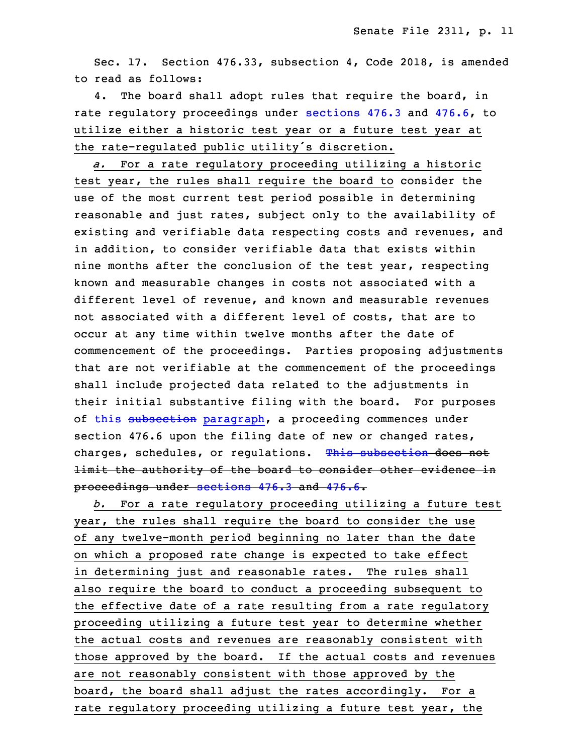Sec. 17. Section 476.33, subsection 4, Code 2018, is amended to read as follows:

4. The board shall adopt rules that require the board, in rate regulatory proceedings under sections 476.3 and 476.6, to utilize either a historic test year or a future test year at the rate-regulated public utility's discretion.

*a.* For a rate regulatory proceeding utilizing a historic test year, the rules shall require the board to consider the use of the most current test period possible in determining reasonable and just rates, subject only to the availability of existing and verifiable data respecting costs and revenues, and in addition, to consider verifiable data that exists within nine months after the conclusion of the test year, respecting known and measurable changes in costs not associated with a different level of revenue, and known and measurable revenues not associated with a different level of costs, that are to occur at any time within twelve months after the date of commencement of the proceedings. Parties proposing adjustments that are not verifiable at the commencement of the proceedings shall include projected data related to the adjustments in their initial substantive filing with the board. For purposes of this ~~subsection~~ paragraph, a proceeding commences under section 476.6 upon the filing date of new or changed rates, charges, schedules, or regulations. ~~This subsection does not limit the authority of the board to consider other evidence in proceedings under sections 476.3 and 476.6.~~

*b.* For a rate regulatory proceeding utilizing a future test year, the rules shall require the board to consider the use of any twelve-month period beginning no later than the date on which a proposed rate change is expected to take effect in determining just and reasonable rates. The rules shall also require the board to conduct a proceeding subsequent to the effective date of a rate resulting from a rate regulatory proceeding utilizing a future test year to determine whether the actual costs and revenues are reasonably consistent with those approved by the board. If the actual costs and revenues are not reasonably consistent with those approved by the board, the board shall adjust the rates accordingly. For a rate regulatory proceeding utilizing a future test year, the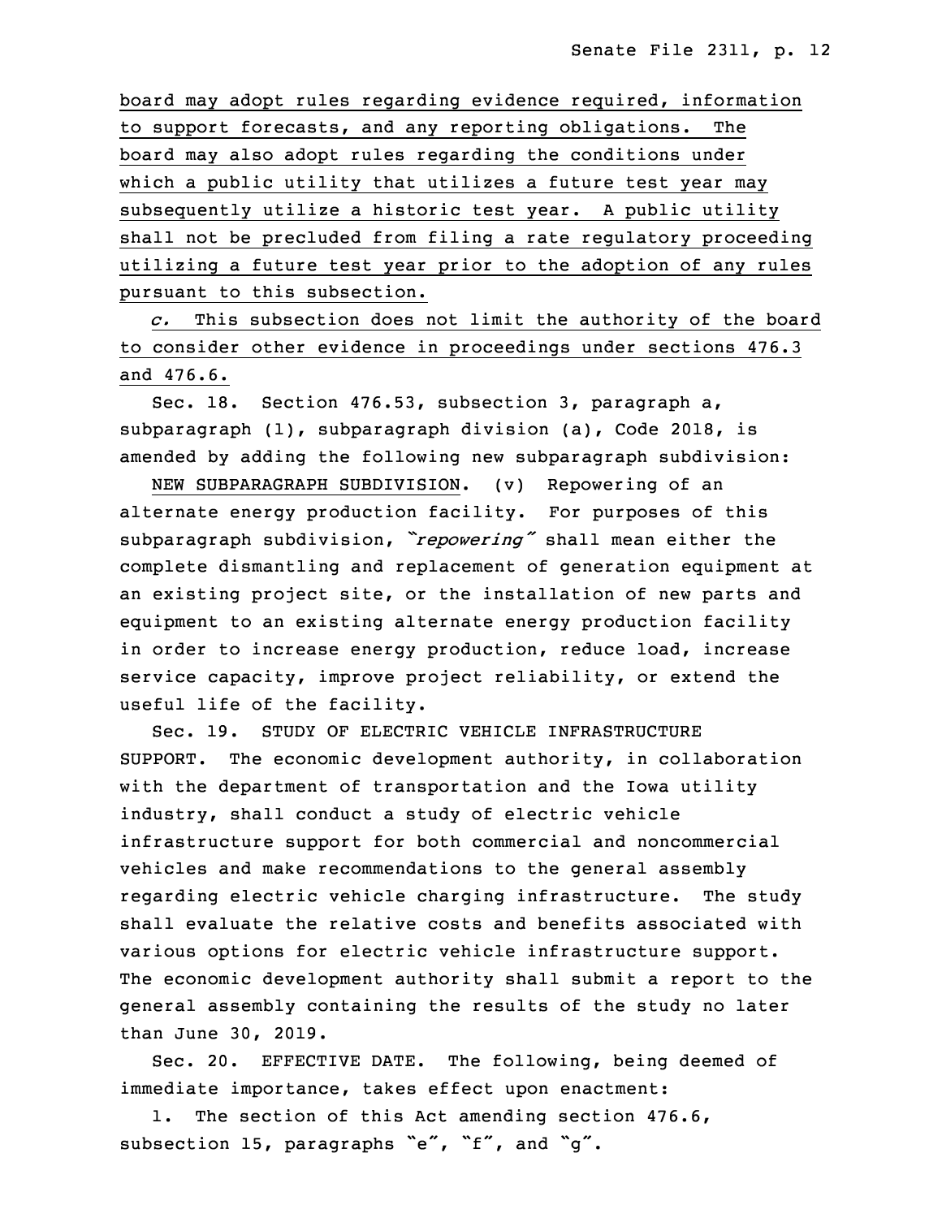board may adopt rules regarding evidence required, information to support forecasts, and any reporting obligations. The board may also adopt rules regarding the conditions under which a public utility that utilizes a future test year may subsequently utilize a historic test year. A public utility shall not be precluded from filing a rate regulatory proceeding utilizing a future test year prior to the adoption of any rules pursuant to this subsection.

*c.* This subsection does not limit the authority of the board to consider other evidence in proceedings under sections 476.3 and 476.6.

Sec. 18. Section 476.53, subsection 3, paragraph a, subparagraph (1), subparagraph division (a), Code 2018, is amended by adding the following new subparagraph subdivision:

NEW SUBPARAGRAPH SUBDIVISION. (v) Repowering of an alternate energy production facility. For purposes of this subparagraph subdivision, *"repowering"* shall mean either the complete dismantling and replacement of generation equipment at an existing project site, or the installation of new parts and equipment to an existing alternate energy production facility in order to increase energy production, reduce load, increase service capacity, improve project reliability, or extend the useful life of the facility.

Sec. 19. STUDY OF ELECTRIC VEHICLE INFRASTRUCTURE SUPPORT. The economic development authority, in collaboration with the department of transportation and the Iowa utility industry, shall conduct a study of electric vehicle infrastructure support for both commercial and noncommercial vehicles and make recommendations to the general assembly regarding electric vehicle charging infrastructure. The study shall evaluate the relative costs and benefits associated with various options for electric vehicle infrastructure support. The economic development authority shall submit a report to the general assembly containing the results of the study no later than June 30, 2019.

Sec. 20. EFFECTIVE DATE. The following, being deemed of immediate importance, takes effect upon enactment:

1. The section of this Act amending section 476.6, subsection 15, paragraphs "e", "f", and "g".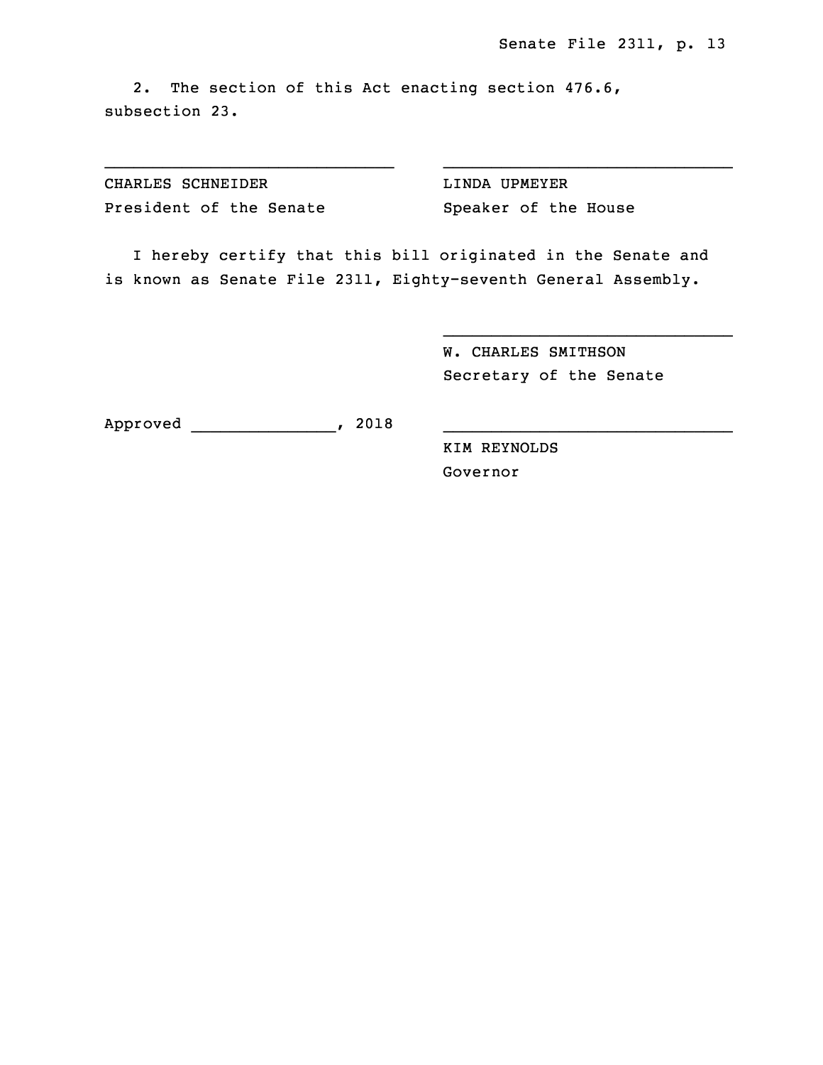2. The section of this Act enacting section 476.6, subsection 23.

\_\_\_\_\_\_\_\_\_\_\_\_\_\_\_\_\_\_\_\_\_\_\_\_\_\_\_\_\_\_

CHARLES SCHNEIDER
President of the Senate

\_\_\_\_\_\_\_\_\_\_\_\_\_\_\_\_\_\_\_\_\_\_\_\_\_\_\_\_\_\_

LINDA UPMEYER
Speaker of the House

I hereby certify that this bill originated in the Senate and is known as Senate File 2311, Eighty-seventh General Assembly.

\_\_\_\_\_\_\_\_\_\_\_\_\_\_\_\_\_\_\_\_\_\_\_\_\_\_\_\_\_\_

W. CHARLES SMITHSON
Secretary of the Senate

Approved \_\_\_\_\_\_\_\_\_\_\_\_\_\_\_, 2018

\_\_\_\_\_\_\_\_\_\_\_\_\_\_\_\_\_\_\_\_\_\_\_\_\_\_\_\_\_\_

KIM REYNOLDS
Governor